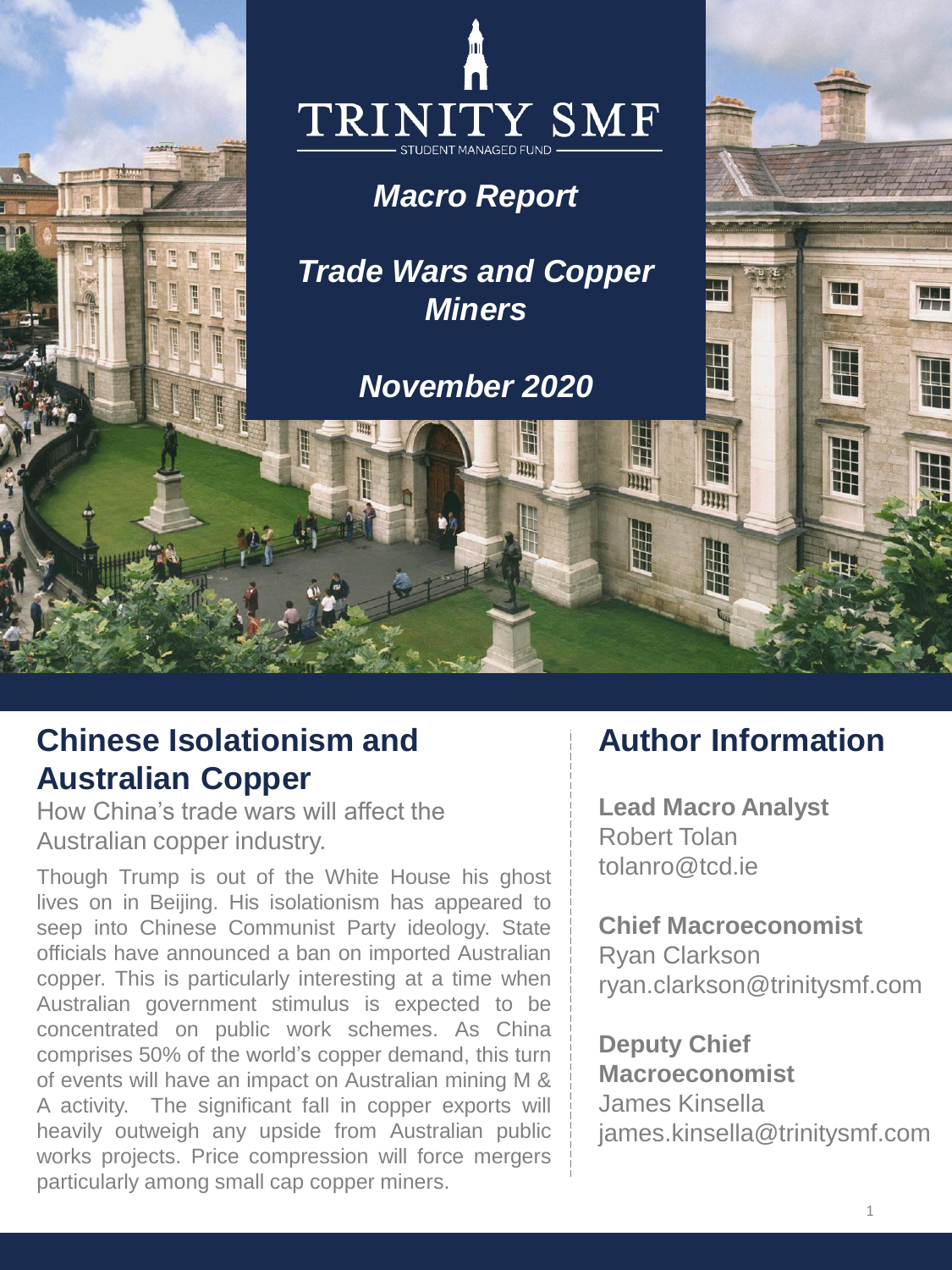# TRINITY SMF

STUDENT MANAGED FUND

*Macro Report*

*Trade Wars and Copper Miners*

*November 2020*

## Chinese Isolationism and Australian Copper

How China's trade wars will affect the Australian copper industry.

Though Trump is out of the White House his ghost lives on in Beijing. His isolationism has appeared to seep into Chinese Communist Party ideology. State officials have announced a ban on imported Australian copper. This is particularly interesting at a time when Australian government stimulus is expected to be concentrated on public work schemes. As China comprises 50% of the world's copper demand, this turn of events will have an impact on Australian mining M & A activity. The significant fall in copper exports will heavily outweigh any upside from Australian public works projects. Price compression will force mergers particularly among small cap copper miners.

## Author Information

**Lead Macro Analyst**
Robert Tolan
tolanro@tcd.ie

**Chief Macroeconomist**
Ryan Clarkson
ryan.clarkson@trinitysmf.com

**Deputy Chief Macroeconomist**
James Kinsella
james.kinsella@trinitysmf.com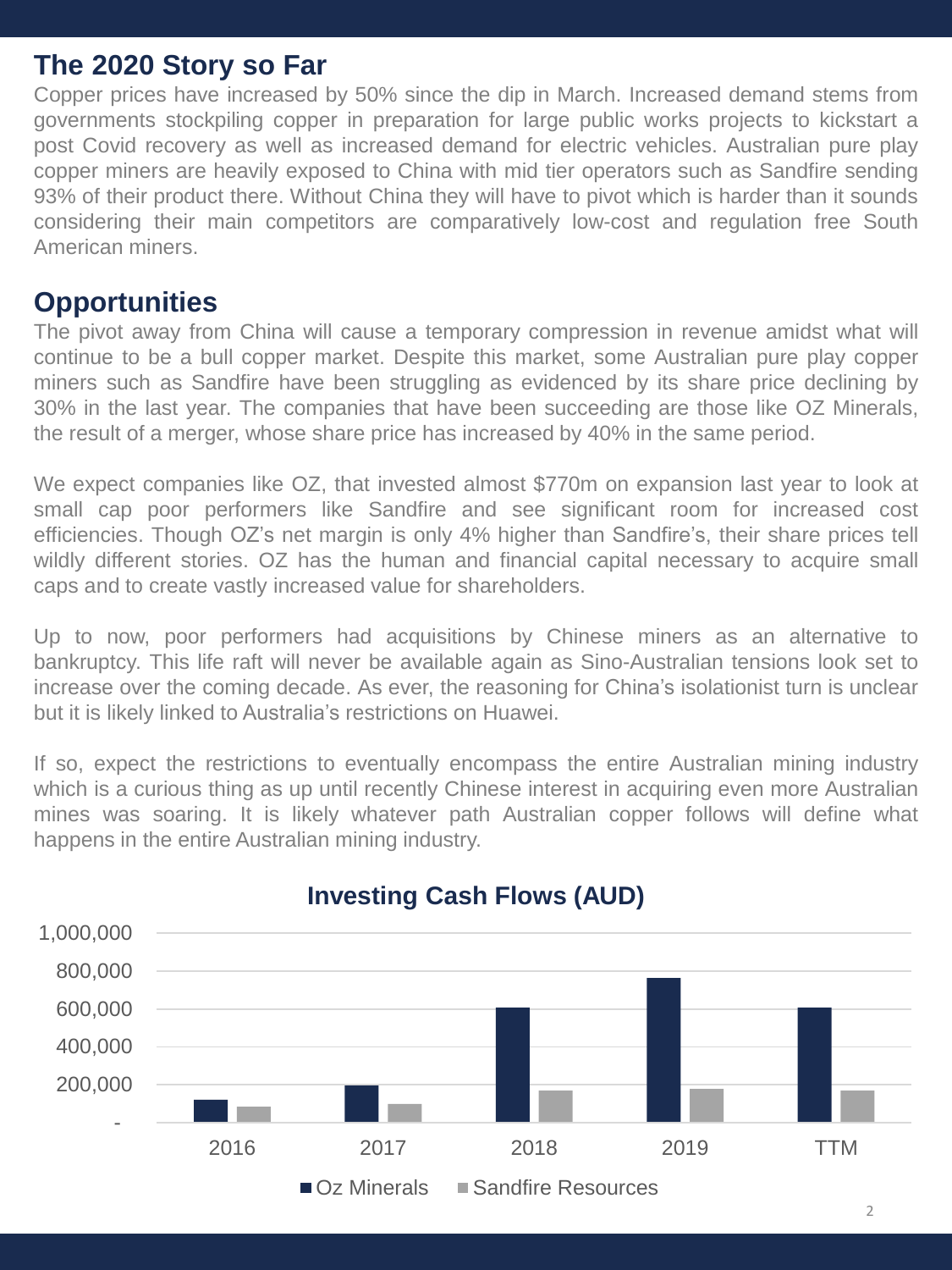## The 2020 Story so Far

Copper prices have increased by 50% since the dip in March. Increased demand stems from governments stockpiling copper in preparation for large public works projects to kickstart a post Covid recovery as well as increased demand for electric vehicles. Australian pure play copper miners are heavily exposed to China with mid tier operators such as Sandfire sending 93% of their product there. Without China they will have to pivot which is harder than it sounds considering their main competitors are comparatively low-cost and regulation free South American miners.

## Opportunities

The pivot away from China will cause a temporary compression in revenue amidst what will continue to be a bull copper market. Despite this market, some Australian pure play copper miners such as Sandfire have been struggling as evidenced by its share price declining by 30% in the last year. The companies that have been succeeding are those like OZ Minerals, the result of a merger, whose share price has increased by 40% in the same period.

We expect companies like OZ, that invested almost $770m on expansion last year to look at small cap poor performers like Sandfire and see significant room for increased cost efficiencies. Though OZ's net margin is only 4% higher than Sandfire's, their share prices tell wildly different stories. OZ has the human and financial capital necessary to acquire small caps and to create vastly increased value for shareholders.

Up to now, poor performers had acquisitions by Chinese miners as an alternative to bankruptcy. This life raft will never be available again as Sino-Australian tensions look set to increase over the coming decade. As ever, the reasoning for China's isolationist turn is unclear but it is likely linked to Australia's restrictions on Huawei.

If so, expect the restrictions to eventually encompass the entire Australian mining industry which is a curious thing as up until recently Chinese interest in acquiring even more Australian mines was soaring. It is likely whatever path Australian copper follows will define what happens in the entire Australian mining industry.

**Investing Cash Flows (AUD)**

Oz Minerals, Sandfire Resources — 2016, 2017, 2018, 2019, TTM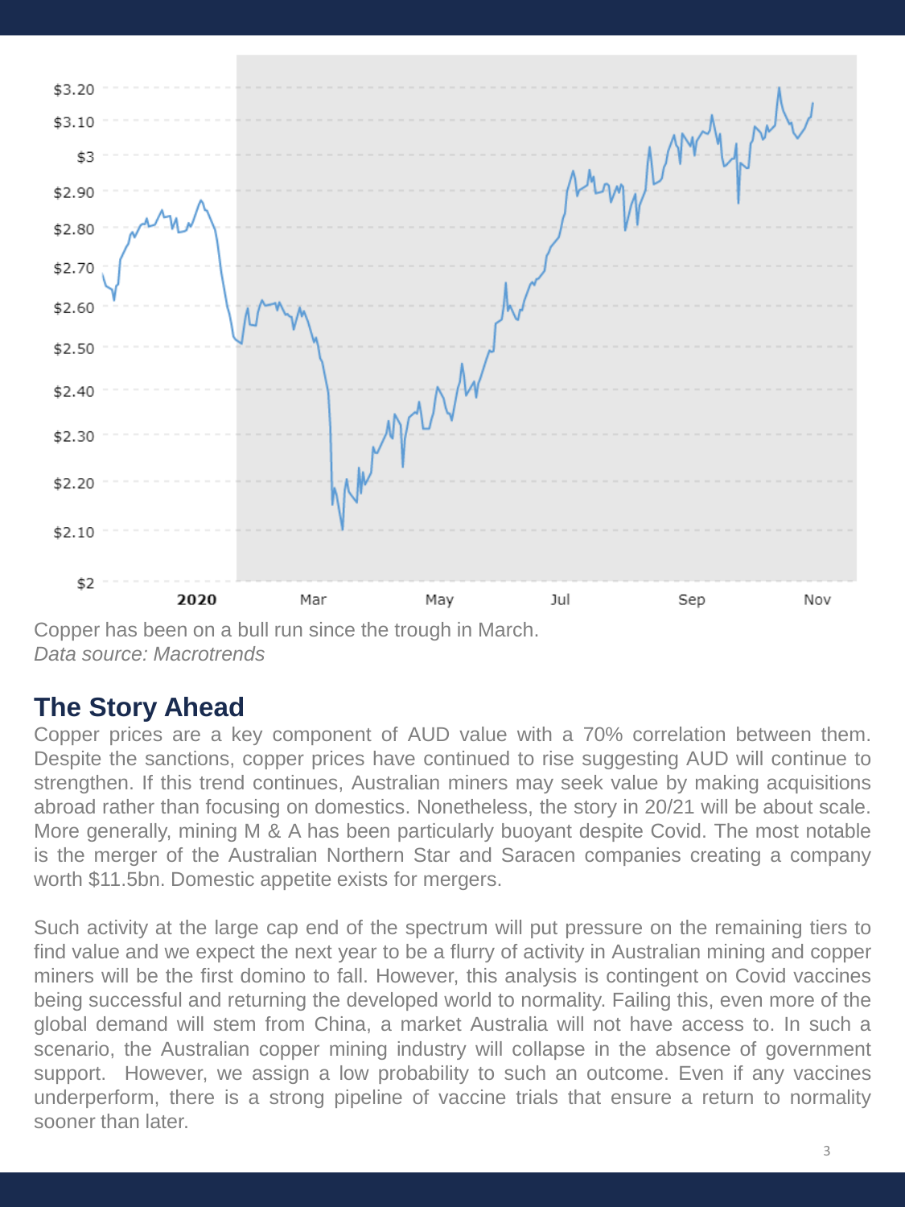$3.20
$3.10
$3
$2.90
$2.80
$2.70
$2.60
$2.50
$2.40
$2.30
$2.20
$2.10
$2

2020
Mar
May
Jul
Sep
Nov

Copper has been on a bull run since the trough in March.
*Data source: Macrotrends*

## The Story Ahead

Copper prices are a key component of AUD value with a 70% correlation between them. Despite the sanctions, copper prices have continued to rise suggesting AUD will continue to strengthen. If this trend continues, Australian miners may seek value by making acquisitions abroad rather than focusing on domestics. Nonetheless, the story in 20/21 will be about scale. More generally, mining M & A has been particularly buoyant despite Covid. The most notable is the merger of the Australian Northern Star and Saracen companies creating a company worth $11.5bn. Domestic appetite exists for mergers.

Such activity at the large cap end of the spectrum will put pressure on the remaining tiers to find value and we expect the next year to be a flurry of activity in Australian mining and copper miners will be the first domino to fall. However, this analysis is contingent on Covid vaccines being successful and returning the developed world to normality. Failing this, even more of the global demand will stem from China, a market Australia will not have access to. In such a scenario, the Australian copper mining industry will collapse in the absence of government support. However, we assign a low probability to such an outcome. Even if any vaccines underperform, there is a strong pipeline of vaccine trials that ensure a return to normality sooner than later.